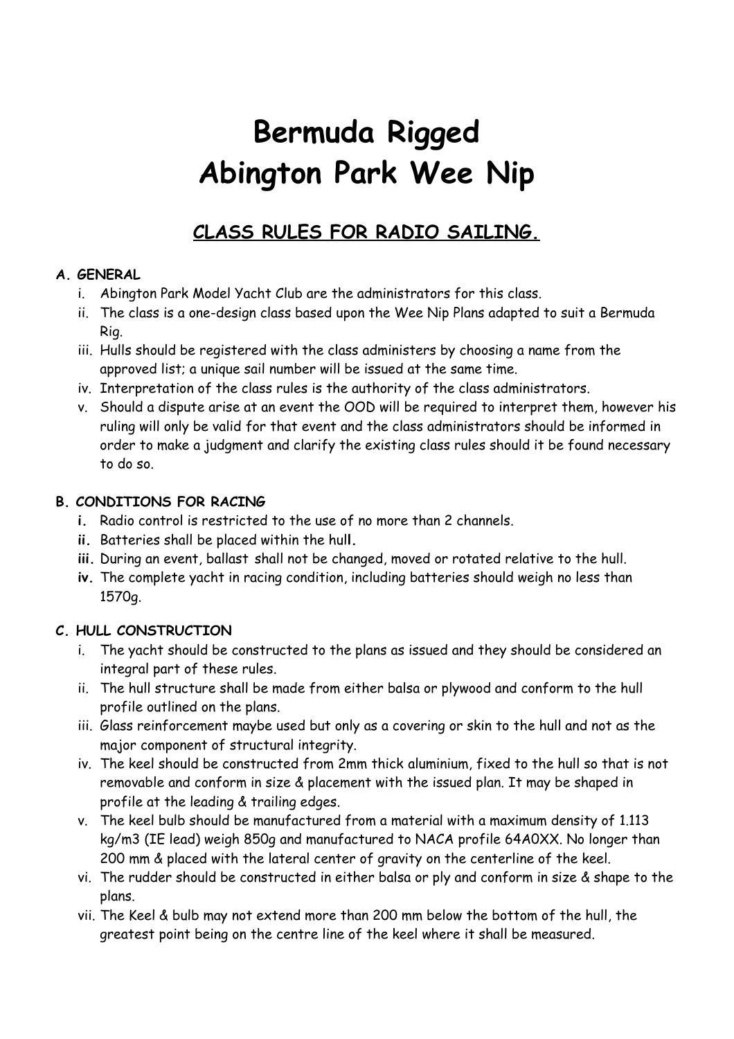# Bermuda Rigged
# Abington Park Wee Nip

## CLASS RULES FOR RADIO SAILING.

**A. GENERAL**

i. Abington Park Model Yacht Club are the administrators for this class.
ii. The class is a one-design class based upon the Wee Nip Plans adapted to suit a Bermuda Rig.
iii. Hulls should be registered with the class administers by choosing a name from the approved list; a unique sail number will be issued at the same time.
iv. Interpretation of the class rules is the authority of the class administrators.
v. Should a dispute arise at an event the OOD will be required to interpret them, however his ruling will only be valid for that event and the class administrators should be informed in order to make a judgment and clarify the existing class rules should it be found necessary to do so.

**B. CONDITIONS FOR RACING**

**i.** Radio control is restricted to the use of no more than 2 channels.
**ii.** Batteries shall be placed within the hull**.**
**iii.** During an event, ballast shall not be changed, moved or rotated relative to the hull.
**iv.** The complete yacht in racing condition, including batteries should weigh no less than 1570g.

**C. HULL CONSTRUCTION**

i. The yacht should be constructed to the plans as issued and they should be considered an integral part of these rules.
ii. The hull structure shall be made from either balsa or plywood and conform to the hull profile outlined on the plans.
iii. Glass reinforcement maybe used but only as a covering or skin to the hull and not as the major component of structural integrity.
iv. The keel should be constructed from 2mm thick aluminium, fixed to the hull so that is not removable and conform in size & placement with the issued plan. It may be shaped in profile at the leading & trailing edges.
v. The keel bulb should be manufactured from a material with a maximum density of 1.113 kg/m3 (IE lead) weigh 850g and manufactured to NACA profile 64A0XX. No longer than 200 mm & placed with the lateral center of gravity on the centerline of the keel.
vi. The rudder should be constructed in either balsa or ply and conform in size & shape to the plans.
vii. The Keel & bulb may not extend more than 200 mm below the bottom of the hull, the greatest point being on the centre line of the keel where it shall be measured.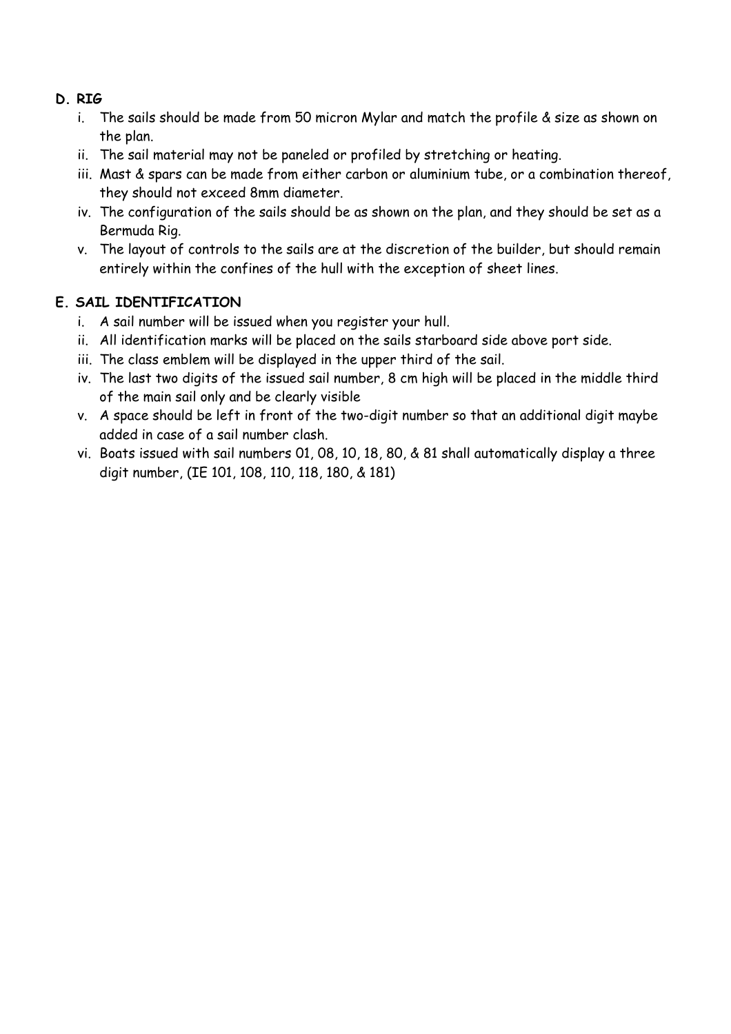## D. RIG

i. The sails should be made from 50 micron Mylar and match the profile & size as shown on the plan.

ii. The sail material may not be paneled or profiled by stretching or heating.

iii. Mast & spars can be made from either carbon or aluminium tube, or a combination thereof, they should not exceed 8mm diameter.

iv. The configuration of the sails should be as shown on the plan, and they should be set as a Bermuda Rig.

v. The layout of controls to the sails are at the discretion of the builder, but should remain entirely within the confines of the hull with the exception of sheet lines.

## E. SAIL IDENTIFICATION

i. A sail number will be issued when you register your hull.

ii. All identification marks will be placed on the sails starboard side above port side.

iii. The class emblem will be displayed in the upper third of the sail.

iv. The last two digits of the issued sail number, 8 cm high will be placed in the middle third of the main sail only and be clearly visible

v. A space should be left in front of the two-digit number so that an additional digit maybe added in case of a sail number clash.

vi. Boats issued with sail numbers 01, 08, 10, 18, 80, & 81 shall automatically display a three digit number, (IE 101, 108, 110, 118, 180, & 181)